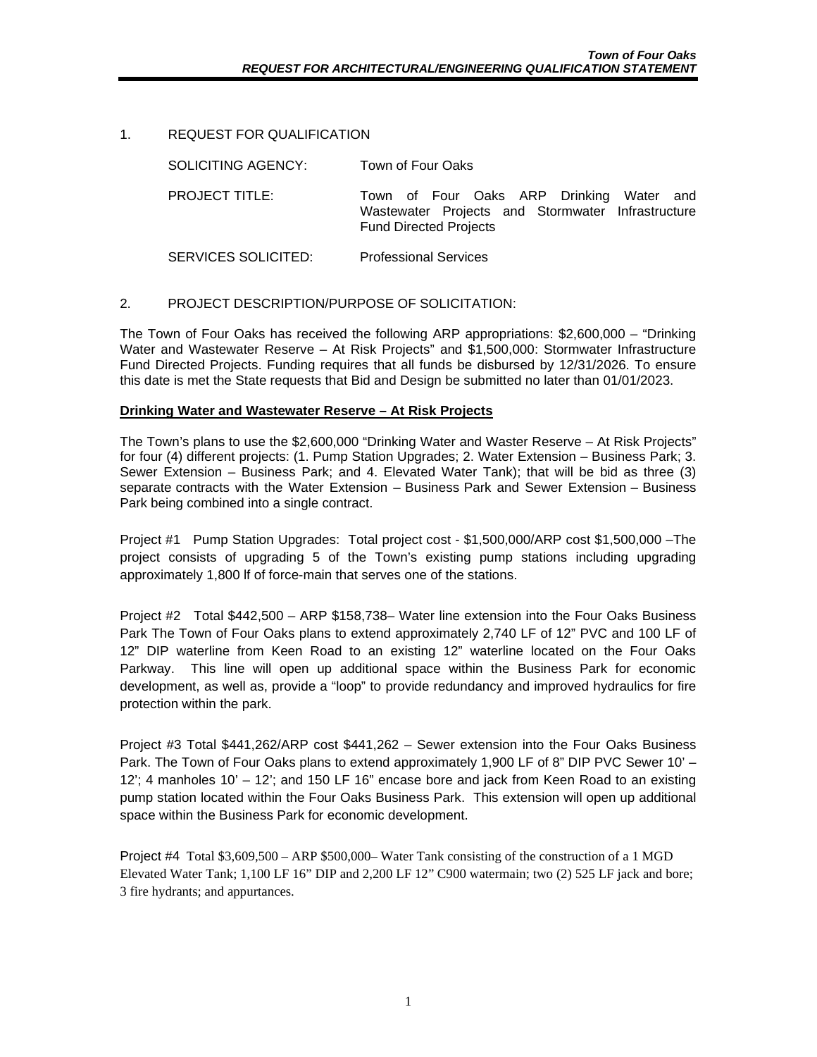1. REQUEST FOR QUALIFICATION

| | |
|---|---|
| SOLICITING AGENCY: | Town of Four Oaks |
| PROJECT TITLE: | Town of Four Oaks ARP Drinking Water and Wastewater Projects and Stormwater Infrastructure Fund Directed Projects |
| SERVICES SOLICITED: | Professional Services |

2. PROJECT DESCRIPTION/PURPOSE OF SOLICITATION:

The Town of Four Oaks has received the following ARP appropriations: $2,600,000 – "Drinking Water and Wastewater Reserve – At Risk Projects" and $1,500,000: Stormwater Infrastructure Fund Directed Projects. Funding requires that all funds be disbursed by 12/31/2026. To ensure this date is met the State requests that Bid and Design be submitted no later than 01/01/2023.

**Drinking Water and Wastewater Reserve – At Risk Projects**

The Town's plans to use the $2,600,000 "Drinking Water and Waster Reserve – At Risk Projects" for four (4) different projects: (1. Pump Station Upgrades; 2. Water Extension – Business Park; 3. Sewer Extension – Business Park; and 4. Elevated Water Tank); that will be bid as three (3) separate contracts with the Water Extension – Business Park and Sewer Extension – Business Park being combined into a single contract.

Project #1 Pump Station Upgrades: Total project cost - $1,500,000/ARP cost $1,500,000 –The project consists of upgrading 5 of the Town's existing pump stations including upgrading approximately 1,800 lf of force-main that serves one of the stations.

Project #2 Total $442,500 – ARP $158,738– Water line extension into the Four Oaks Business Park The Town of Four Oaks plans to extend approximately 2,740 LF of 12" PVC and 100 LF of 12" DIP waterline from Keen Road to an existing 12" waterline located on the Four Oaks Parkway. This line will open up additional space within the Business Park for economic development, as well as, provide a "loop" to provide redundancy and improved hydraulics for fire protection within the park.

Project #3 Total $441,262/ARP cost $441,262 – Sewer extension into the Four Oaks Business Park. The Town of Four Oaks plans to extend approximately 1,900 LF of 8" DIP PVC Sewer 10' – 12'; 4 manholes 10' – 12'; and 150 LF 16" encase bore and jack from Keen Road to an existing pump station located within the Four Oaks Business Park. This extension will open up additional space within the Business Park for economic development.

Project #4 Total $3,609,500 – ARP $500,000– Water Tank consisting of the construction of a 1 MGD Elevated Water Tank; 1,100 LF 16" DIP and 2,200 LF 12" C900 watermain; two (2) 525 LF jack and bore; 3 fire hydrants; and appurtances.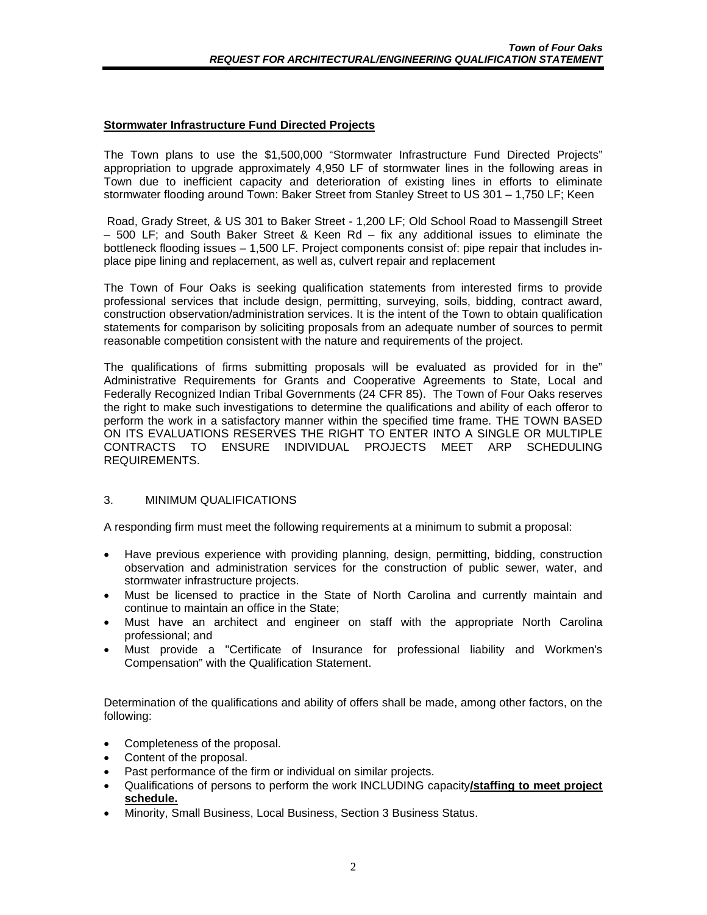**Stormwater Infrastructure Fund Directed Projects**

The Town plans to use the $1,500,000 "Stormwater Infrastructure Fund Directed Projects" appropriation to upgrade approximately 4,950 LF of stormwater lines in the following areas in Town due to inefficient capacity and deterioration of existing lines in efforts to eliminate stormwater flooding around Town: Baker Street from Stanley Street to US 301 – 1,750 LF; Keen Road, Grady Street, & US 301 to Baker Street - 1,200 LF; Old School Road to Massengill Street – 500 LF; and South Baker Street & Keen Rd – fix any additional issues to eliminate the bottleneck flooding issues – 1,500 LF. Project components consist of: pipe repair that includes in-place pipe lining and replacement, as well as, culvert repair and replacement

The Town of Four Oaks is seeking qualification statements from interested firms to provide professional services that include design, permitting, surveying, soils, bidding, contract award, construction observation/administration services. It is the intent of the Town to obtain qualification statements for comparison by soliciting proposals from an adequate number of sources to permit reasonable competition consistent with the nature and requirements of the project.

The qualifications of firms submitting proposals will be evaluated as provided for in the" Administrative Requirements for Grants and Cooperative Agreements to State, Local and Federally Recognized Indian Tribal Governments (24 CFR 85). The Town of Four Oaks reserves the right to make such investigations to determine the qualifications and ability of each offeror to perform the work in a satisfactory manner within the specified time frame. THE TOWN BASED ON ITS EVALUATIONS RESERVES THE RIGHT TO ENTER INTO A SINGLE OR MULTIPLE CONTRACTS TO ENSURE INDIVIDUAL PROJECTS MEET ARP SCHEDULING REQUIREMENTS.

3. MINIMUM QUALIFICATIONS

A responding firm must meet the following requirements at a minimum to submit a proposal:

- Have previous experience with providing planning, design, permitting, bidding, construction observation and administration services for the construction of public sewer, water, and stormwater infrastructure projects.
- Must be licensed to practice in the State of North Carolina and currently maintain and continue to maintain an office in the State;
- Must have an architect and engineer on staff with the appropriate North Carolina professional; and
- Must provide a "Certificate of Insurance for professional liability and Workmen's Compensation" with the Qualification Statement.

Determination of the qualifications and ability of offers shall be made, among other factors, on the following:

- Completeness of the proposal.
- Content of the proposal.
- Past performance of the firm or individual on similar projects.
- Qualifications of persons to perform the work INCLUDING capacity**/staffing to meet project schedule.**
- Minority, Small Business, Local Business, Section 3 Business Status.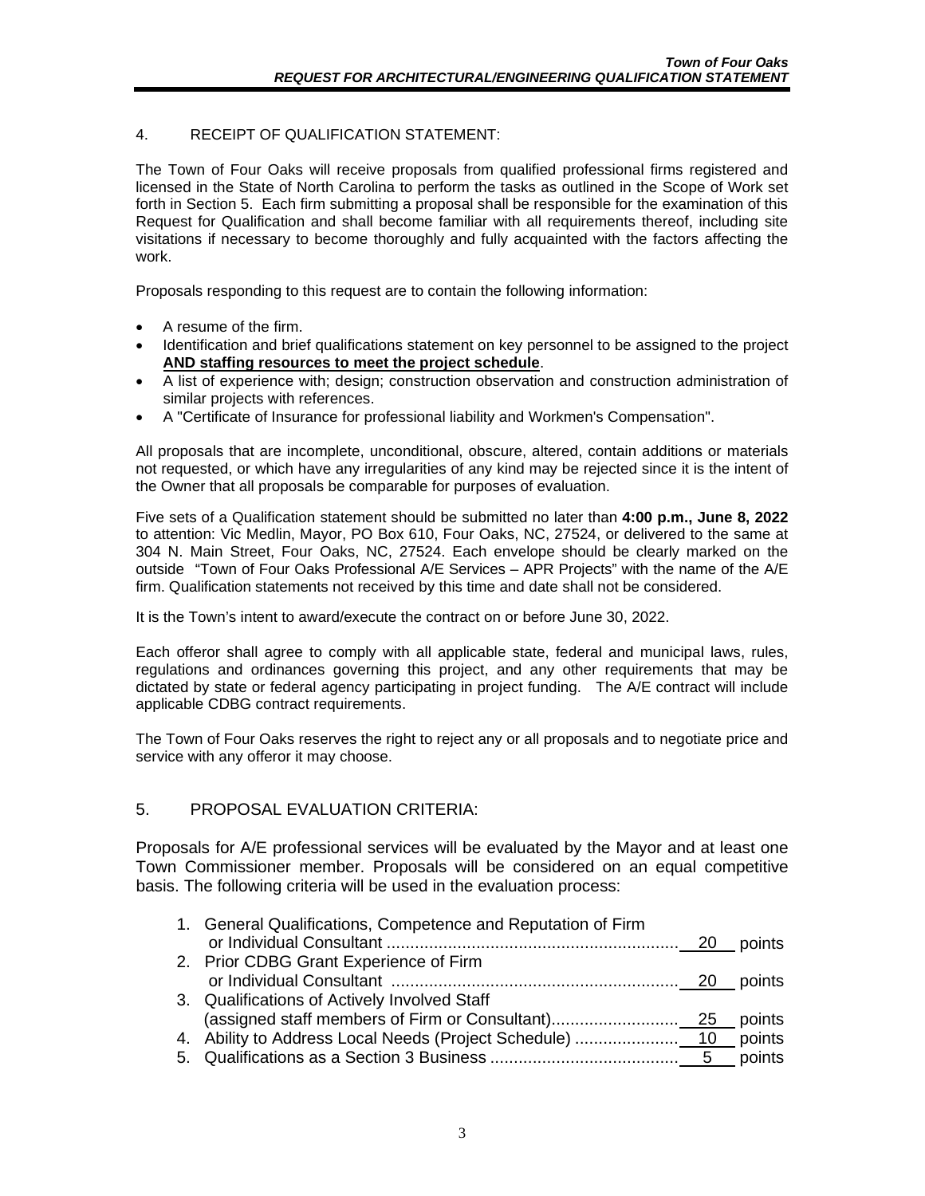## 4. RECEIPT OF QUALIFICATION STATEMENT:

The Town of Four Oaks will receive proposals from qualified professional firms registered and licensed in the State of North Carolina to perform the tasks as outlined in the Scope of Work set forth in Section 5. Each firm submitting a proposal shall be responsible for the examination of this Request for Qualification and shall become familiar with all requirements thereof, including site visitations if necessary to become thoroughly and fully acquainted with the factors affecting the work.

Proposals responding to this request are to contain the following information:

- A resume of the firm.
- Identification and brief qualifications statement on key personnel to be assigned to the project **AND staffing resources to meet the project schedule**.
- A list of experience with; design; construction observation and construction administration of similar projects with references.
- A "Certificate of Insurance for professional liability and Workmen's Compensation".

All proposals that are incomplete, unconditional, obscure, altered, contain additions or materials not requested, or which have any irregularities of any kind may be rejected since it is the intent of the Owner that all proposals be comparable for purposes of evaluation.

Five sets of a Qualification statement should be submitted no later than **4:00 p.m., June 8, 2022** to attention: Vic Medlin, Mayor, PO Box 610, Four Oaks, NC, 27524, or delivered to the same at 304 N. Main Street, Four Oaks, NC, 27524. Each envelope should be clearly marked on the outside "Town of Four Oaks Professional A/E Services – APR Projects" with the name of the A/E firm. Qualification statements not received by this time and date shall not be considered.

It is the Town's intent to award/execute the contract on or before June 30, 2022.

Each offeror shall agree to comply with all applicable state, federal and municipal laws, rules, regulations and ordinances governing this project, and any other requirements that may be dictated by state or federal agency participating in project funding. The A/E contract will include applicable CDBG contract requirements.

The Town of Four Oaks reserves the right to reject any or all proposals and to negotiate price and service with any offeror it may choose.

## 5. PROPOSAL EVALUATION CRITERIA:

Proposals for A/E professional services will be evaluated by the Mayor and at least one Town Commissioner member. Proposals will be considered on an equal competitive basis. The following criteria will be used in the evaluation process:

1. General Qualifications, Competence and Reputation of Firm or Individual Consultant .............................................................. 20 points
2. Prior CDBG Grant Experience of Firm or Individual Consultant ............................................................ 20 points
3. Qualifications of Actively Involved Staff (assigned staff members of Firm or Consultant)........................... 25 points
4. Ability to Address Local Needs (Project Schedule) ...................... 10 points
5. Qualifications as a Section 3 Business ........................................ 5 points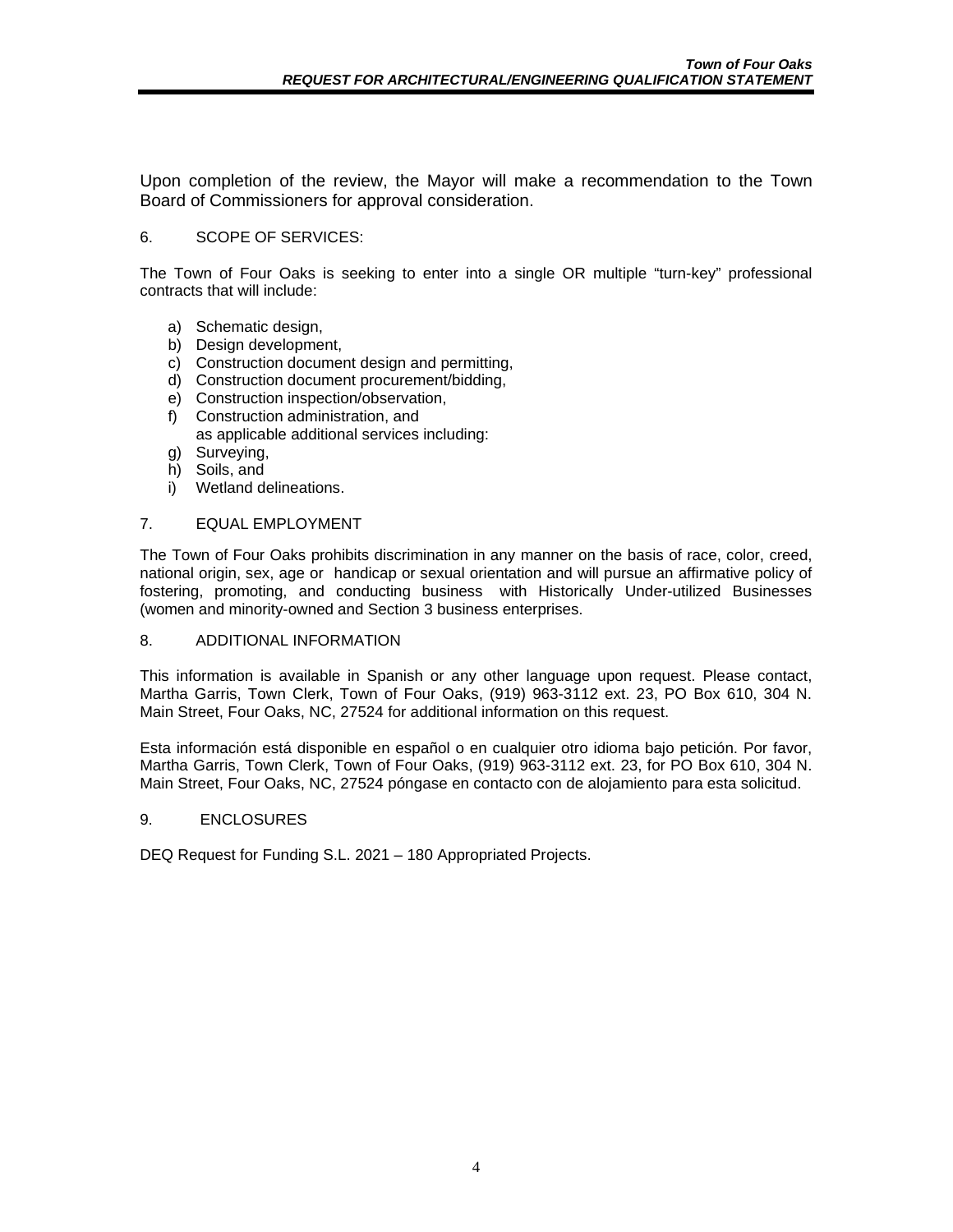Upon completion of the review, the Mayor will make a recommendation to the Town Board of Commissioners for approval consideration.

## 6. SCOPE OF SERVICES:

The Town of Four Oaks is seeking to enter into a single OR multiple "turn-key" professional contracts that will include:

a) Schematic design,
b) Design development,
c) Construction document design and permitting,
d) Construction document procurement/bidding,
e) Construction inspection/observation,
f) Construction administration, and
   as applicable additional services including:
g) Surveying,
h) Soils, and
i) Wetland delineations.

## 7. EQUAL EMPLOYMENT

The Town of Four Oaks prohibits discrimination in any manner on the basis of race, color, creed, national origin, sex, age or handicap or sexual orientation and will pursue an affirmative policy of fostering, promoting, and conducting business with Historically Under-utilized Businesses (women and minority-owned and Section 3 business enterprises.

## 8. ADDITIONAL INFORMATION

This information is available in Spanish or any other language upon request. Please contact, Martha Garris, Town Clerk, Town of Four Oaks, (919) 963-3112 ext. 23, PO Box 610, 304 N. Main Street, Four Oaks, NC, 27524 for additional information on this request.

Esta información está disponible en español o en cualquier otro idioma bajo petición. Por favor, Martha Garris, Town Clerk, Town of Four Oaks, (919) 963-3112 ext. 23, for PO Box 610, 304 N. Main Street, Four Oaks, NC, 27524 póngase en contacto con de alojamiento para esta solicitud.

## 9. ENCLOSURES

DEQ Request for Funding S.L. 2021 – 180 Appropriated Projects.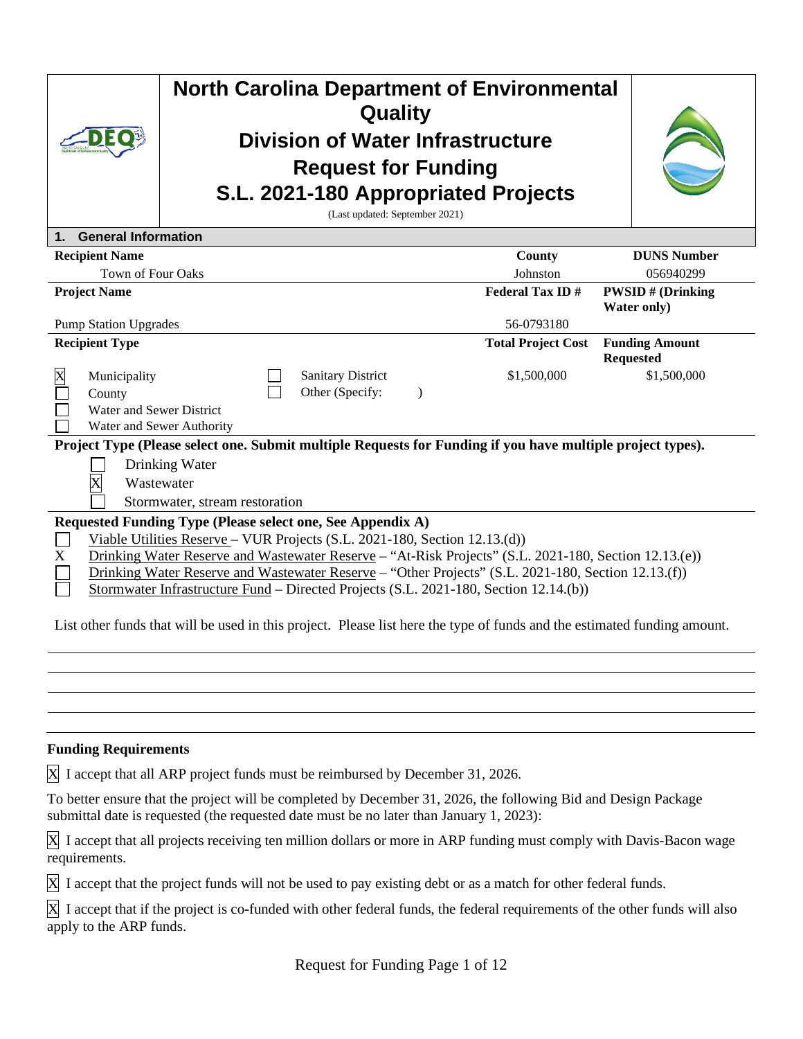# North Carolina Department of Environmental Quality

## Division of Water Infrastructure

## Request for Funding

## S.L. 2021-180 Appropriated Projects

(Last updated: September 2021)

### 1. General Information

| Recipient Name | County | DUNS Number |
|---|---|---|
| Town of Four Oaks | Johnston | 056940299 |

| Project Name | Federal Tax ID # | PWSID # (Drinking Water only) |
|---|---|---|
| Pump Station Upgrades | 56-0793180 | |

| Recipient Type | Total Project Cost | Funding Amount Requested |
|---|---|---|
| [X] Municipality<br>[ ] County<br>[ ] Water and Sewer District<br>[ ] Water and Sewer Authority<br>[ ] Sanitary District<br>[ ] Other (Specify: ) | $1,500,000 | $1,500,000 |

**Project Type (Please select one. Submit multiple Requests for Funding if you have multiple project types).**

- [ ] Drinking Water
- [X] Wastewater
- [ ] Stormwater, stream restoration

**Requested Funding Type (Please select one, See Appendix A)**

- [ ] Viable Utilities Reserve – VUR Projects (S.L. 2021-180, Section 12.13.(d))
- X Drinking Water Reserve and Wastewater Reserve – "At-Risk Projects" (S.L. 2021-180, Section 12.13.(e))
- [ ] Drinking Water Reserve and Wastewater Reserve – "Other Projects" (S.L. 2021-180, Section 12.13.(f))
- [ ] Stormwater Infrastructure Fund – Directed Projects (S.L. 2021-180, Section 12.14.(b))

List other funds that will be used in this project. Please list here the type of funds and the estimated funding amount.

**Funding Requirements**

[X] I accept that all ARP project funds must be reimbursed by December 31, 2026.

To better ensure that the project will be completed by December 31, 2026, the following Bid and Design Package submittal date is requested (the requested date must be no later than January 1, 2023):

[X] I accept that all projects receiving ten million dollars or more in ARP funding must comply with Davis-Bacon wage requirements.

[X] I accept that the project funds will not be used to pay existing debt or as a match for other federal funds.

[X] I accept that if the project is co-funded with other federal funds, the federal requirements of the other funds will also apply to the ARP funds.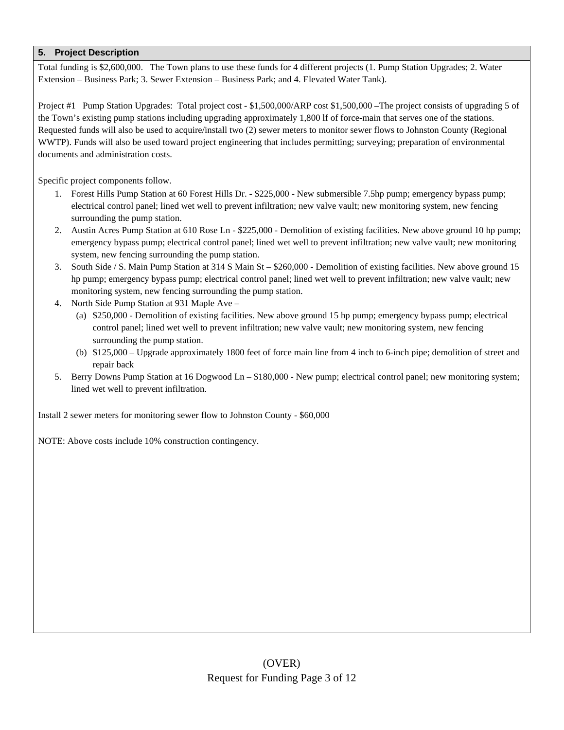## 5. Project Description

Total funding is $2,600,000. The Town plans to use these funds for 4 different projects (1. Pump Station Upgrades; 2. Water Extension – Business Park; 3. Sewer Extension – Business Park; and 4. Elevated Water Tank).

Project #1 Pump Station Upgrades: Total project cost - $1,500,000/ARP cost $1,500,000 –The project consists of upgrading 5 of the Town's existing pump stations including upgrading approximately 1,800 lf of force-main that serves one of the stations. Requested funds will also be used to acquire/install two (2) sewer meters to monitor sewer flows to Johnston County (Regional WWTP). Funds will also be used toward project engineering that includes permitting; surveying; preparation of environmental documents and administration costs.

Specific project components follow.

1. Forest Hills Pump Station at 60 Forest Hills Dr. - $225,000 - New submersible 7.5hp pump; emergency bypass pump; electrical control panel; lined wet well to prevent infiltration; new valve vault; new monitoring system, new fencing surrounding the pump station.
2. Austin Acres Pump Station at 610 Rose Ln - $225,000 - Demolition of existing facilities. New above ground 10 hp pump; emergency bypass pump; electrical control panel; lined wet well to prevent infiltration; new valve vault; new monitoring system, new fencing surrounding the pump station.
3. South Side / S. Main Pump Station at 314 S Main St – $260,000 - Demolition of existing facilities. New above ground 15 hp pump; emergency bypass pump; electrical control panel; lined wet well to prevent infiltration; new valve vault; new monitoring system, new fencing surrounding the pump station.
4. North Side Pump Station at 931 Maple Ave –
   (a) $250,000 - Demolition of existing facilities. New above ground 15 hp pump; emergency bypass pump; electrical control panel; lined wet well to prevent infiltration; new valve vault; new monitoring system, new fencing surrounding the pump station.
   (b) $125,000 – Upgrade approximately 1800 feet of force main line from 4 inch to 6-inch pipe; demolition of street and repair back
5. Berry Downs Pump Station at 16 Dogwood Ln – $180,000 - New pump; electrical control panel; new monitoring system; lined wet well to prevent infiltration.

Install 2 sewer meters for monitoring sewer flow to Johnston County - $60,000

NOTE: Above costs include 10% construction contingency.

(OVER)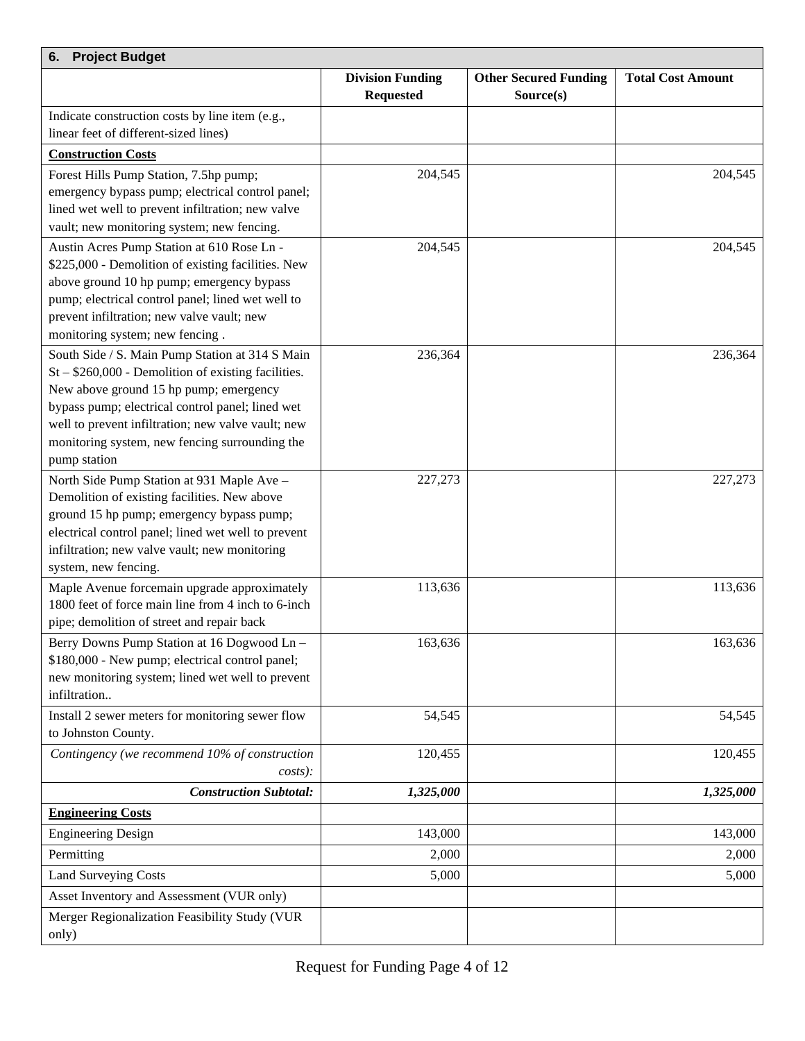| 6. Project Budget | | | |
|---|---|---|---|
| | **Division Funding Requested** | **Other Secured Funding Source(s)** | **Total Cost Amount** |
| Indicate construction costs by line item (e.g., linear feet of different-sized lines) | | | |
| **Construction Costs** | | | |
| Forest Hills Pump Station, 7.5hp pump; emergency bypass pump; electrical control panel; lined wet well to prevent infiltration; new valve vault; new monitoring system; new fencing. | 204,545 | | 204,545 |
| Austin Acres Pump Station at 610 Rose Ln - $225,000 - Demolition of existing facilities. New above ground 10 hp pump; emergency bypass pump; electrical control panel; lined wet well to prevent infiltration; new valve vault; new monitoring system; new fencing . | 204,545 | | 204,545 |
| South Side / S. Main Pump Station at 314 S Main St – $260,000 - Demolition of existing facilities. New above ground 15 hp pump; emergency bypass pump; electrical control panel; lined wet well to prevent infiltration; new valve vault; new monitoring system, new fencing surrounding the pump station | 236,364 | | 236,364 |
| North Side Pump Station at 931 Maple Ave – Demolition of existing facilities. New above ground 15 hp pump; emergency bypass pump; electrical control panel; lined wet well to prevent infiltration; new valve vault; new monitoring system, new fencing. | 227,273 | | 227,273 |
| Maple Avenue forcemain upgrade approximately 1800 feet of force main line from 4 inch to 6-inch pipe; demolition of street and repair back | 113,636 | | 113,636 |
| Berry Downs Pump Station at 16 Dogwood Ln – $180,000 - New pump; electrical control panel; new monitoring system; lined wet well to prevent infiltration.. | 163,636 | | 163,636 |
| Install 2 sewer meters for monitoring sewer flow to Johnston County. | 54,545 | | 54,545 |
| *Contingency (we recommend 10% of construction costs):* | 120,455 | | 120,455 |
| ***Construction Subtotal:*** | ***1,325,000*** | | ***1,325,000*** |
| **Engineering Costs** | | | |
| Engineering Design | 143,000 | | 143,000 |
| Permitting | 2,000 | | 2,000 |
| Land Surveying Costs | 5,000 | | 5,000 |
| Asset Inventory and Assessment (VUR only) | | | |
| Merger Regionalization Feasibility Study (VUR only) | | | |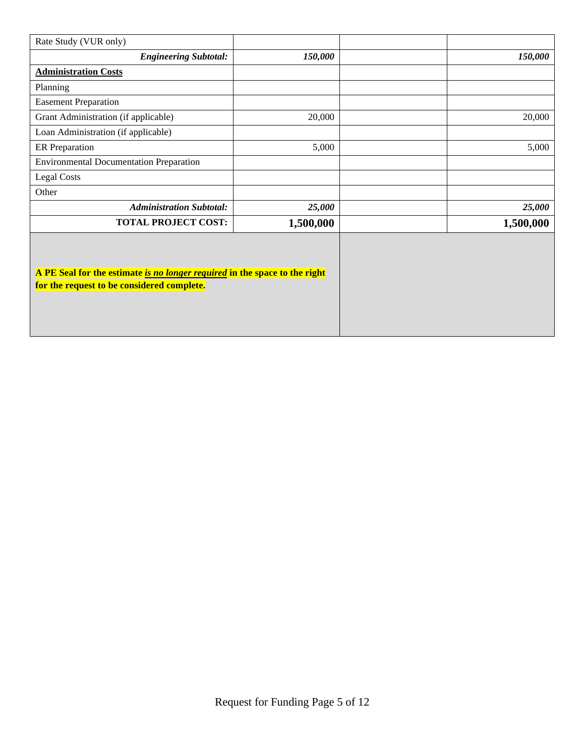| | | | |
|---|---|---|---|
| Rate Study (VUR only) | | | |
| ***Engineering Subtotal:*** | ***150,000*** | | ***150,000*** |
| **<u>Administration Costs</u>** | | | |
| Planning | | | |
| Easement Preparation | | | |
| Grant Administration (if applicable) | 20,000 | | 20,000 |
| Loan Administration (if applicable) | | | |
| ER Preparation | 5,000 | | 5,000 |
| Environmental Documentation Preparation | | | |
| Legal Costs | | | |
| Other | | | |
| ***Administration Subtotal:*** | ***25,000*** | | ***25,000*** |
| **TOTAL PROJECT COST:** | **1,500,000** | | **1,500,000** |

**A PE Seal for the estimate *<u>is no longer required</u>* in the space to the right for the request to be considered complete.**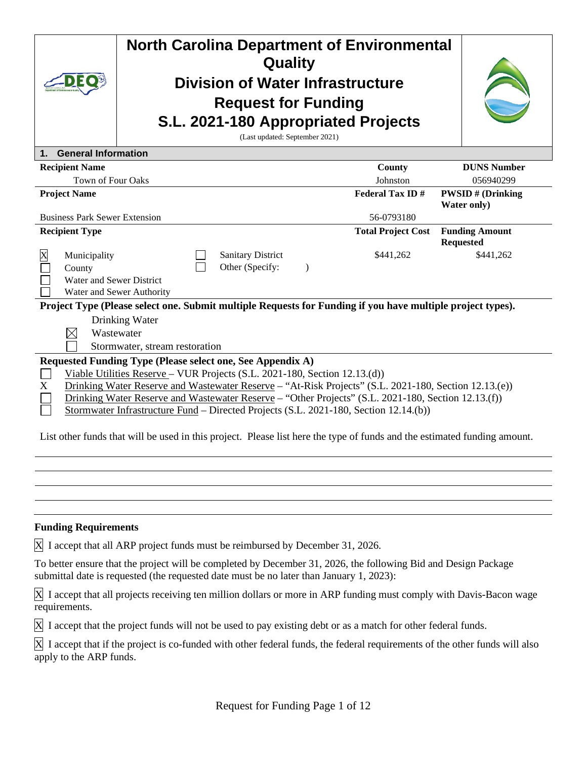# North Carolina Department of Environmental Quality
# Division of Water Infrastructure
# Request for Funding
# S.L. 2021-180 Appropriated Projects

(Last updated: September 2021)

## 1. General Information

| **Recipient Name** | **County** | **DUNS Number** |
|---|---|---|
| Town of Four Oaks | Johnston | 056940299 |
| **Project Name** | **Federal Tax ID #** | **PWSID # (Drinking Water only)** |
| Business Park Sewer Extension | 56-0793180 | |
| **Recipient Type** | **Total Project Cost** | **Funding Amount Requested** |
| [X] Municipality<br>[ ] County<br>[ ] Water and Sewer District<br>[ ] Water and Sewer Authority<br>[ ] Sanitary District<br>[ ] Other (Specify: ) | $441,262 | $441,262 |

**Project Type (Please select one. Submit multiple Requests for Funding if you have multiple project types).**

- [ ] Drinking Water
- [X] Wastewater
- [ ] Stormwater, stream restoration

**Requested Funding Type (Please select one, See Appendix A)**

- [ ] Viable Utilities Reserve – VUR Projects (S.L. 2021-180, Section 12.13.(d))
- [X] Drinking Water Reserve and Wastewater Reserve – "At-Risk Projects" (S.L. 2021-180, Section 12.13.(e))
- [ ] Drinking Water Reserve and Wastewater Reserve – "Other Projects" (S.L. 2021-180, Section 12.13.(f))
- [ ] Stormwater Infrastructure Fund – Directed Projects (S.L. 2021-180, Section 12.14.(b))

List other funds that will be used in this project. Please list here the type of funds and the estimated funding amount.

**Funding Requirements**

[X] I accept that all ARP project funds must be reimbursed by December 31, 2026.

To better ensure that the project will be completed by December 31, 2026, the following Bid and Design Package submittal date is requested (the requested date must be no later than January 1, 2023):

[X] I accept that all projects receiving ten million dollars or more in ARP funding must comply with Davis-Bacon wage requirements.

[X] I accept that the project funds will not be used to pay existing debt or as a match for other federal funds.

[X] I accept that if the project is co-funded with other federal funds, the federal requirements of the other funds will also apply to the ARP funds.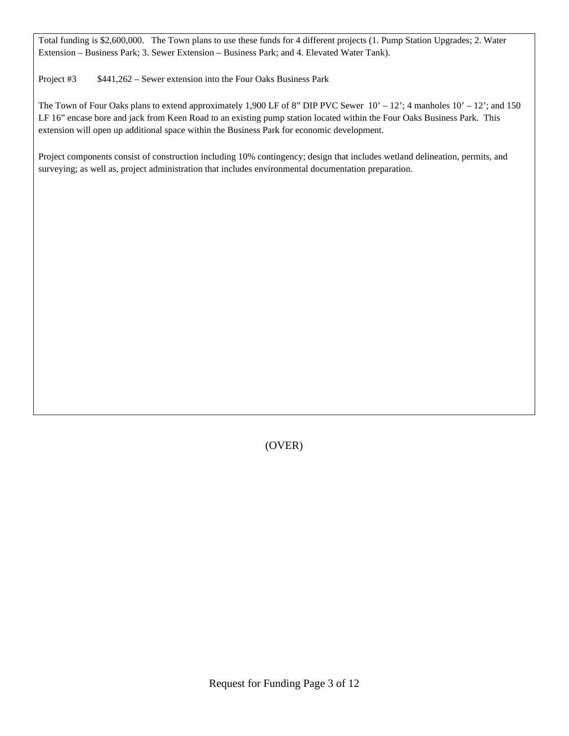Total funding is $2,600,000. The Town plans to use these funds for 4 different projects (1. Pump Station Upgrades; 2. Water Extension – Business Park; 3. Sewer Extension – Business Park; and 4. Elevated Water Tank).

Project #3 $441,262 – Sewer extension into the Four Oaks Business Park

The Town of Four Oaks plans to extend approximately 1,900 LF of 8" DIP PVC Sewer 10' – 12'; 4 manholes 10' – 12'; and 150 LF 16" encase bore and jack from Keen Road to an existing pump station located within the Four Oaks Business Park. This extension will open up additional space within the Business Park for economic development.

Project components consist of construction including 10% contingency; design that includes wetland delineation, permits, and surveying; as well as, project administration that includes environmental documentation preparation.

(OVER)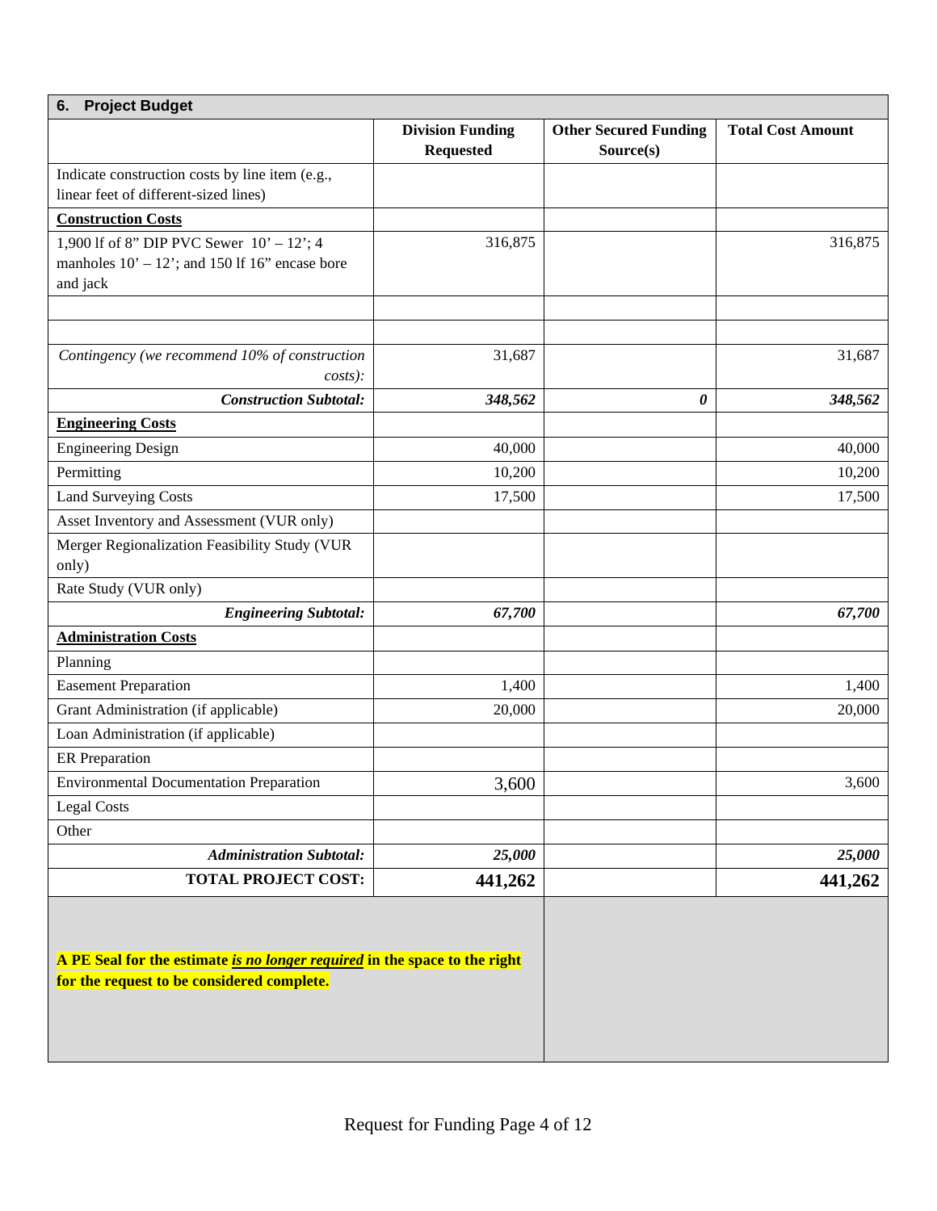| **6. Project Budget** | | | |
|---|---|---|---|
| | **Division Funding Requested** | **Other Secured Funding Source(s)** | **Total Cost Amount** |
| Indicate construction costs by line item (e.g., linear feet of different-sized lines) | | | |
| **Construction Costs** | | | |
| 1,900 lf of 8" DIP PVC Sewer 10' – 12'; 4 manholes 10' – 12'; and 150 lf 16" encase bore and jack | 316,875 | | 316,875 |
| | | | |
| | | | |
| *Contingency (we recommend 10% of construction costs):* | 31,687 | | 31,687 |
| ***Construction Subtotal:*** | ***348,562*** | ***0*** | ***348,562*** |
| **Engineering Costs** | | | |
| Engineering Design | 40,000 | | 40,000 |
| Permitting | 10,200 | | 10,200 |
| Land Surveying Costs | 17,500 | | 17,500 |
| Asset Inventory and Assessment (VUR only) | | | |
| Merger Regionalization Feasibility Study (VUR only) | | | |
| Rate Study (VUR only) | | | |
| ***Engineering Subtotal:*** | ***67,700*** | | ***67,700*** |
| **Administration Costs** | | | |
| Planning | | | |
| Easement Preparation | 1,400 | | 1,400 |
| Grant Administration (if applicable) | 20,000 | | 20,000 |
| Loan Administration (if applicable) | | | |
| ER Preparation | | | |
| Environmental Documentation Preparation | 3,600 | | 3,600 |
| Legal Costs | | | |
| Other | | | |
| ***Administration Subtotal:*** | ***25,000*** | | ***25,000*** |
| **TOTAL PROJECT COST:** | **441,262** | | **441,262** |

**A PE Seal for the estimate *is no longer required* in the space to the right for the request to be considered complete.**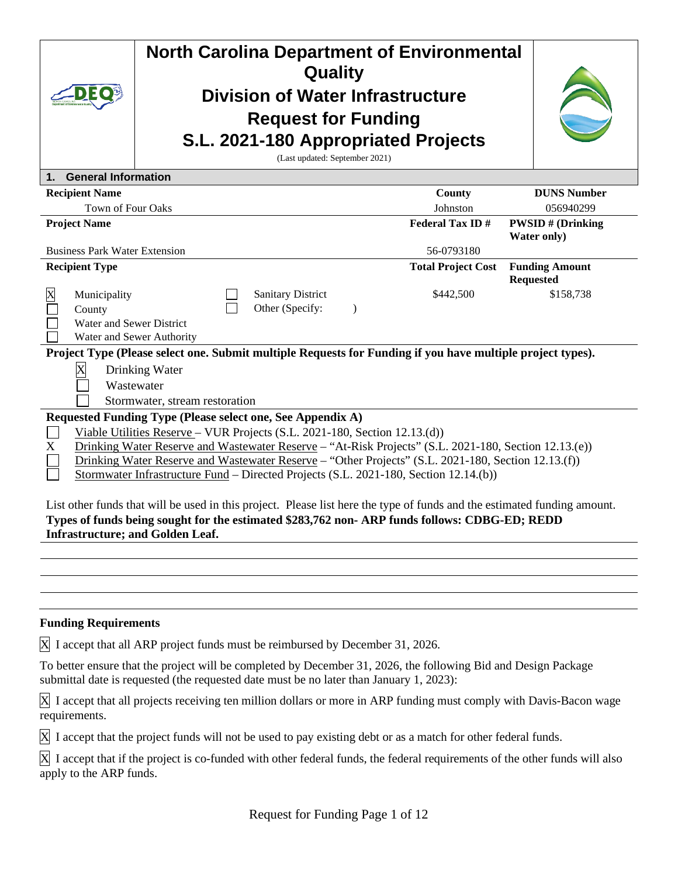# North Carolina Department of Environmental Quality
## Division of Water Infrastructure
## Request for Funding
## S.L. 2021-180 Appropriated Projects

(Last updated: September 2021)

### 1. General Information

| Recipient Name | County | DUNS Number |
|---|---|---|
| Town of Four Oaks | Johnston | 056940299 |

| Project Name | Federal Tax ID # | PWSID # (Drinking Water only) |
|---|---|---|
| Business Park Water Extension | 56-0793180 | |

| Recipient Type | Total Project Cost | Funding Amount Requested |
|---|---|---|
| [X] Municipality<br>[ ] County<br>[ ] Water and Sewer District<br>[ ] Water and Sewer Authority<br>[ ] Sanitary District<br>[ ] Other (Specify: ) | $442,500 | $158,738 |

**Project Type (Please select one. Submit multiple Requests for Funding if you have multiple project types).**

- [X] Drinking Water
- [ ] Wastewater
- [ ] Stormwater, stream restoration

**Requested Funding Type (Please select one, See Appendix A)**

- [ ] Viable Utilities Reserve – VUR Projects (S.L. 2021-180, Section 12.13.(d))
- X Drinking Water Reserve and Wastewater Reserve – "At-Risk Projects" (S.L. 2021-180, Section 12.13.(e))
- [ ] Drinking Water Reserve and Wastewater Reserve – "Other Projects" (S.L. 2021-180, Section 12.13.(f))
- [ ] Stormwater Infrastructure Fund – Directed Projects (S.L. 2021-180, Section 12.14.(b))

List other funds that will be used in this project. Please list here the type of funds and the estimated funding amount.
**Types of funds being sought for the estimated $283,762 non- ARP funds follows: CDBG-ED; REDD Infrastructure; and Golden Leaf.**

### Funding Requirements

[X] I accept that all ARP project funds must be reimbursed by December 31, 2026.

To better ensure that the project will be completed by December 31, 2026, the following Bid and Design Package submittal date is requested (the requested date must be no later than January 1, 2023):

[X] I accept that all projects receiving ten million dollars or more in ARP funding must comply with Davis-Bacon wage requirements.

[X] I accept that the project funds will not be used to pay existing debt or as a match for other federal funds.

[X] I accept that if the project is co-funded with other federal funds, the federal requirements of the other funds will also apply to the ARP funds.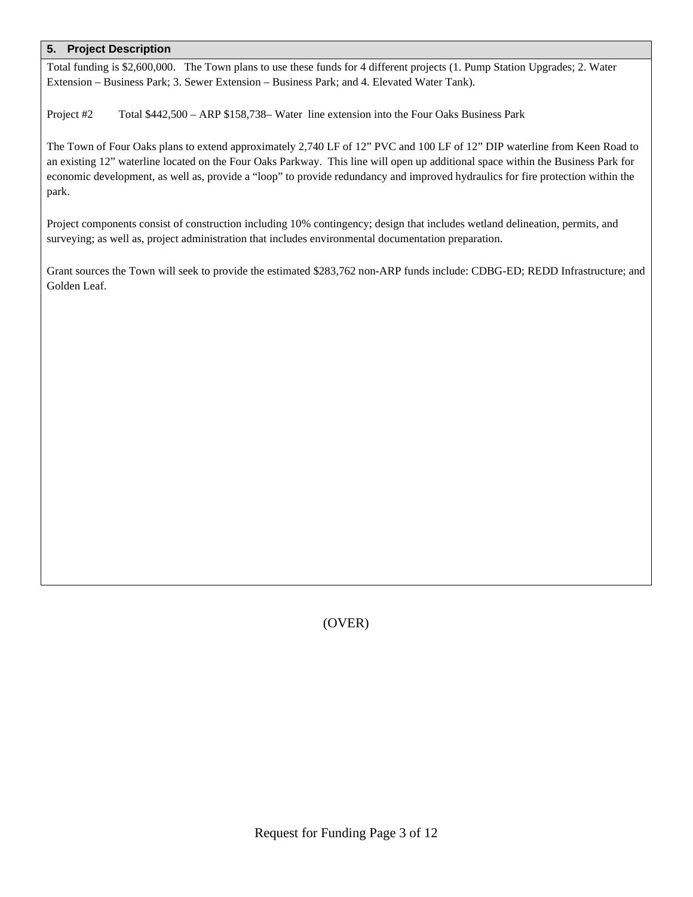## 5. Project Description

Total funding is $2,600,000. The Town plans to use these funds for 4 different projects (1. Pump Station Upgrades; 2. Water Extension – Business Park; 3. Sewer Extension – Business Park; and 4. Elevated Water Tank).

Project #2 Total $442,500 – ARP $158,738– Water line extension into the Four Oaks Business Park

The Town of Four Oaks plans to extend approximately 2,740 LF of 12" PVC and 100 LF of 12" DIP waterline from Keen Road to an existing 12" waterline located on the Four Oaks Parkway. This line will open up additional space within the Business Park for economic development, as well as, provide a "loop" to provide redundancy and improved hydraulics for fire protection within the park.

Project components consist of construction including 10% contingency; design that includes wetland delineation, permits, and surveying; as well as, project administration that includes environmental documentation preparation.

Grant sources the Town will seek to provide the estimated $283,762 non-ARP funds include: CDBG-ED; REDD Infrastructure; and Golden Leaf.

(OVER)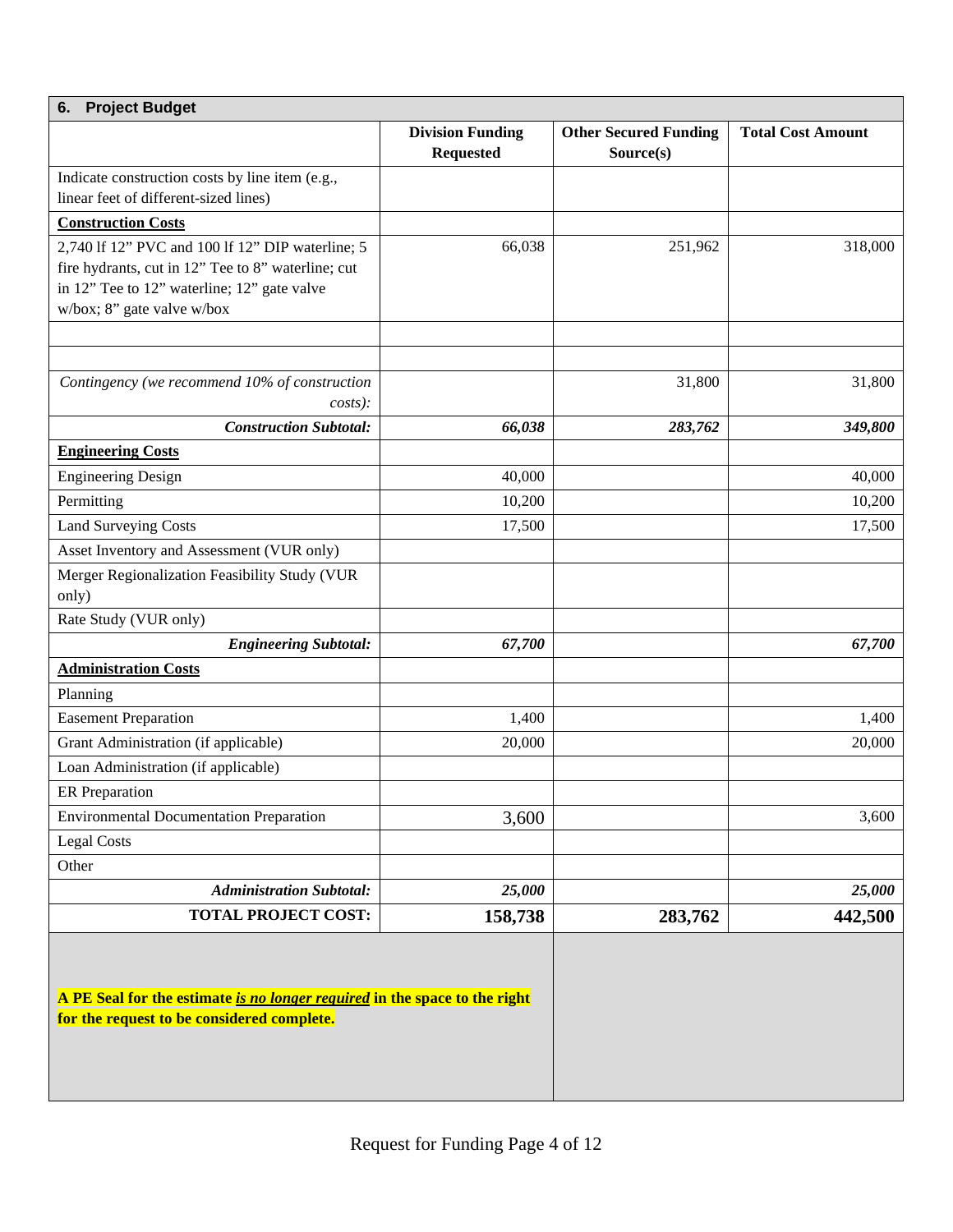## 6. Project Budget

| | Division Funding Requested | Other Secured Funding Source(s) | Total Cost Amount |
|---|---|---|---|
| Indicate construction costs by line item (e.g., linear feet of different-sized lines) | | | |
| **Construction Costs** | | | |
| 2,740 lf 12" PVC and 100 lf 12" DIP waterline; 5 fire hydrants, cut in 12" Tee to 8" waterline; cut in 12" Tee to 12" waterline; 12" gate valve w/box; 8" gate valve w/box | 66,038 | 251,962 | 318,000 |
| | | | |
| | | | |
| *Contingency (we recommend 10% of construction costs):* | | 31,800 | 31,800 |
| ***Construction Subtotal:*** | ***66,038*** | ***283,762*** | ***349,800*** |
| **Engineering Costs** | | | |
| Engineering Design | 40,000 | | 40,000 |
| Permitting | 10,200 | | 10,200 |
| Land Surveying Costs | 17,500 | | 17,500 |
| Asset Inventory and Assessment (VUR only) | | | |
| Merger Regionalization Feasibility Study (VUR only) | | | |
| Rate Study (VUR only) | | | |
| ***Engineering Subtotal:*** | ***67,700*** | | ***67,700*** |
| **Administration Costs** | | | |
| Planning | | | |
| Easement Preparation | 1,400 | | 1,400 |
| Grant Administration (if applicable) | 20,000 | | 20,000 |
| Loan Administration (if applicable) | | | |
| ER Preparation | | | |
| Environmental Documentation Preparation | 3,600 | | 3,600 |
| Legal Costs | | | |
| Other | | | |
| ***Administration Subtotal:*** | ***25,000*** | | ***25,000*** |
| **TOTAL PROJECT COST:** | **158,738** | **283,762** | **442,500** |

**A PE Seal for the estimate *is no longer required* in the space to the right for the request to be considered complete.**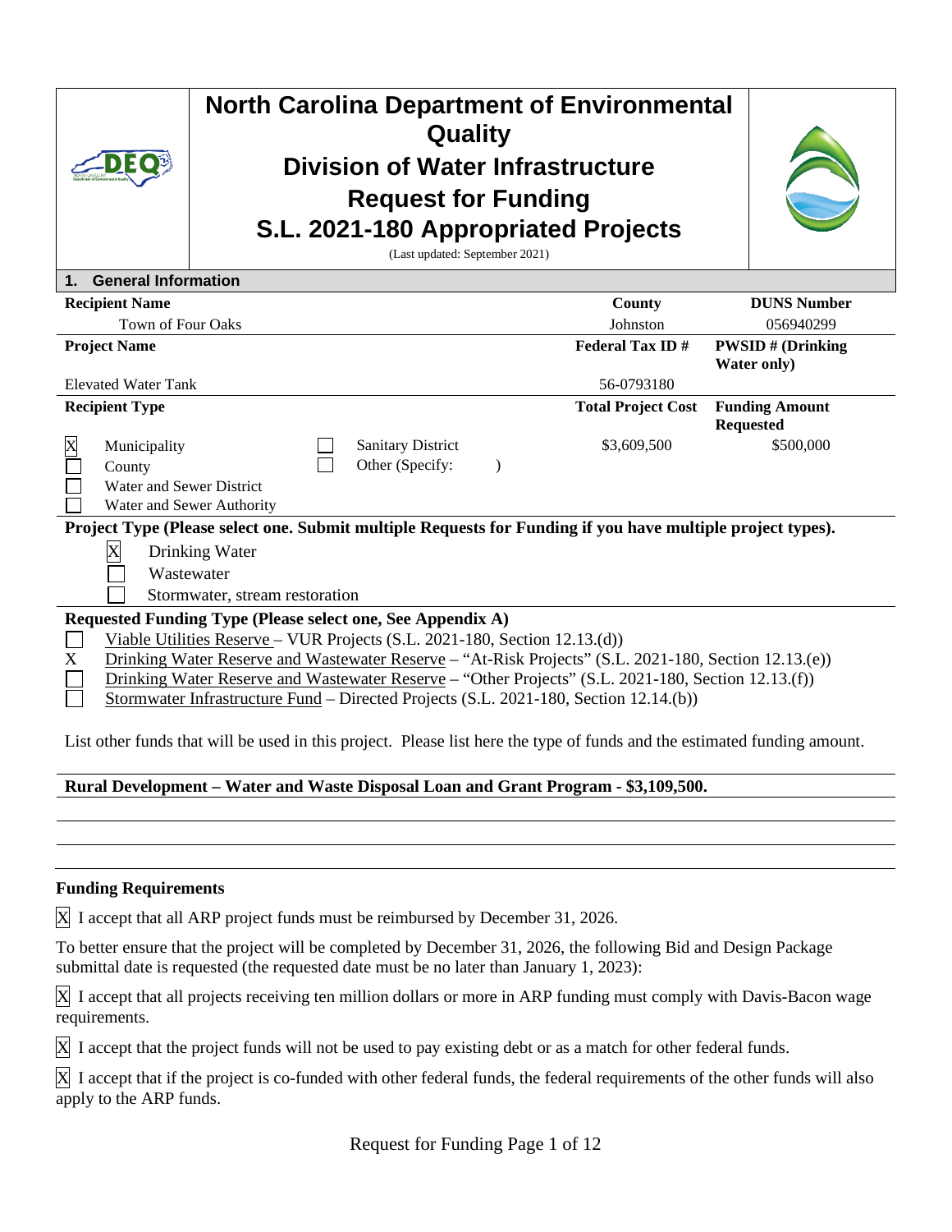# North Carolina Department of Environmental Quality

## Division of Water Infrastructure

## Request for Funding

## S.L. 2021-180 Appropriated Projects

(Last updated: September 2021)

### 1. General Information

| **Recipient Name** | **County** | **DUNS Number** |
|---|---|---|
| Town of Four Oaks | Johnston | 056940299 |

| **Project Name** | **Federal Tax ID #** | **PWSID # (Drinking Water only)** |
|---|---|---|
| Elevated Water Tank | 56-0793180 | |

| **Recipient Type** | **Total Project Cost** | **Funding Amount Requested** |
|---|---|---|
| [X] Municipality<br>[ ] County<br>[ ] Water and Sewer District<br>[ ] Water and Sewer Authority<br>[ ] Sanitary District<br>[ ] Other (Specify: ) | $3,609,500 | $500,000 |

**Project Type (Please select one. Submit multiple Requests for Funding if you have multiple project types).**

- [X] Drinking Water
- [ ] Wastewater
- [ ] Stormwater, stream restoration

**Requested Funding Type (Please select one, See Appendix A)**

- [ ] Viable Utilities Reserve – VUR Projects (S.L. 2021-180, Section 12.13.(d))
- X Drinking Water Reserve and Wastewater Reserve – "At-Risk Projects" (S.L. 2021-180, Section 12.13.(e))
- [ ] Drinking Water Reserve and Wastewater Reserve – "Other Projects" (S.L. 2021-180, Section 12.13.(f))
- [ ] Stormwater Infrastructure Fund – Directed Projects (S.L. 2021-180, Section 12.14.(b))

List other funds that will be used in this project. Please list here the type of funds and the estimated funding amount.

**Rural Development – Water and Waste Disposal Loan and Grant Program - $3,109,500.**

**Funding Requirements**

[X] I accept that all ARP project funds must be reimbursed by December 31, 2026.

To better ensure that the project will be completed by December 31, 2026, the following Bid and Design Package submittal date is requested (the requested date must be no later than January 1, 2023):

[X] I accept that all projects receiving ten million dollars or more in ARP funding must comply with Davis-Bacon wage requirements.

[X] I accept that the project funds will not be used to pay existing debt or as a match for other federal funds.

[X] I accept that if the project is co-funded with other federal funds, the federal requirements of the other funds will also apply to the ARP funds.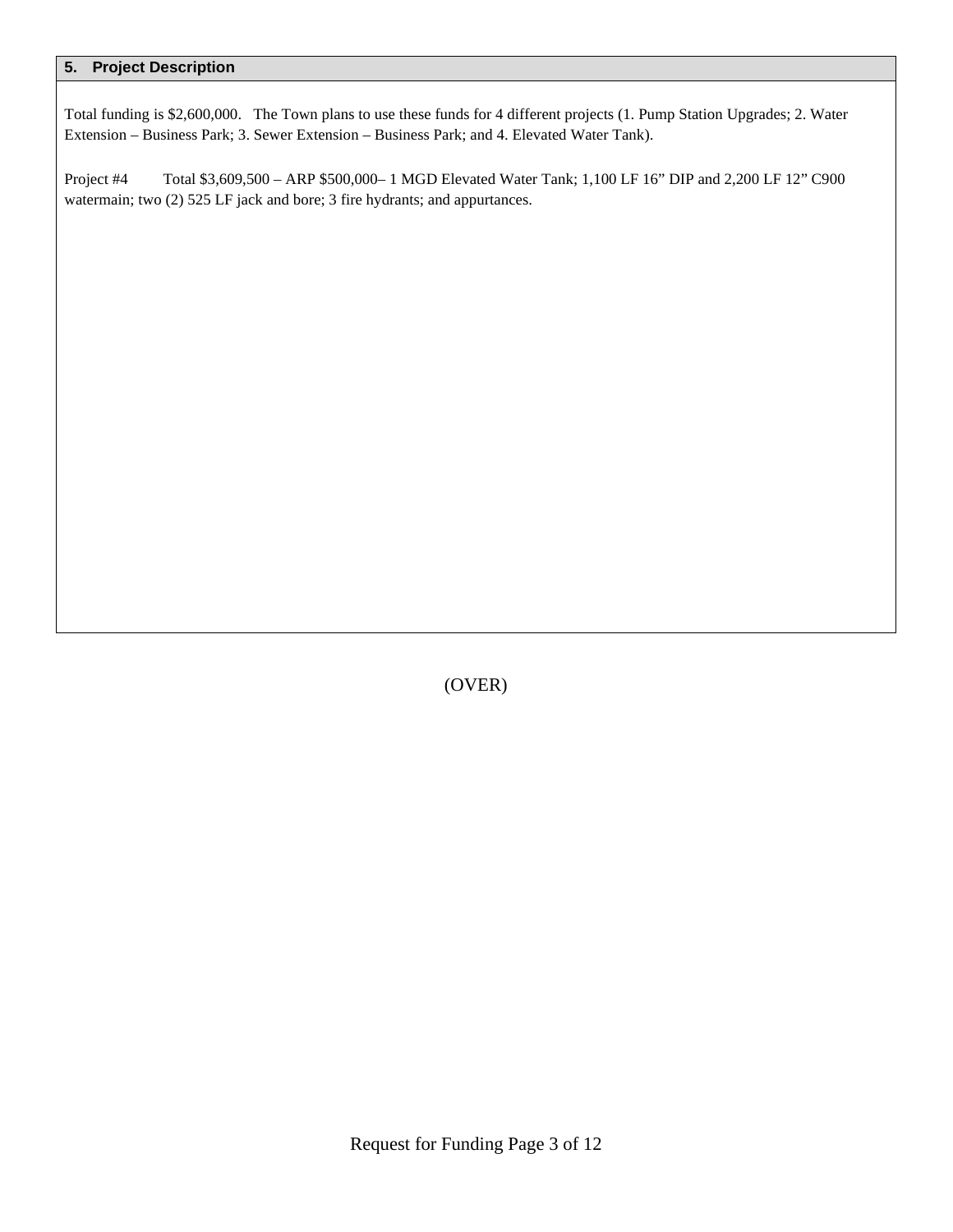## 5. Project Description

Total funding is $2,600,000. The Town plans to use these funds for 4 different projects (1. Pump Station Upgrades; 2. Water Extension – Business Park; 3. Sewer Extension – Business Park; and 4. Elevated Water Tank).

Project #4 Total $3,609,500 – ARP $500,000– 1 MGD Elevated Water Tank; 1,100 LF 16” DIP and 2,200 LF 12” C900 watermain; two (2) 525 LF jack and bore; 3 fire hydrants; and appurtances.

(OVER)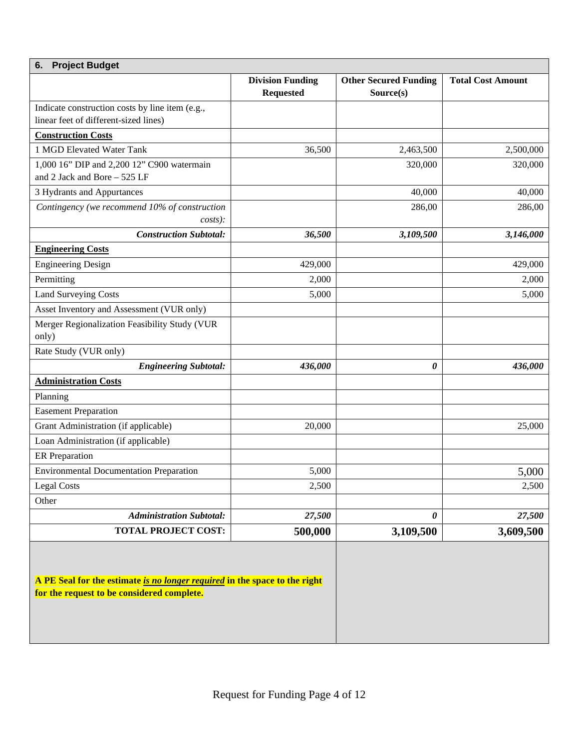| 6. Project Budget | | | |
|---|---|---|---|
| | **Division Funding Requested** | **Other Secured Funding Source(s)** | **Total Cost Amount** |
| Indicate construction costs by line item (e.g., linear feet of different-sized lines) | | | |
| **Construction Costs** | | | |
| 1 MGD Elevated Water Tank | 36,500 | 2,463,500 | 2,500,000 |
| 1,000 16" DIP and 2,200 12" C900 watermain and 2 Jack and Bore – 525 LF | | 320,000 | 320,000 |
| 3 Hydrants and Appurtances | | 40,000 | 40,000 |
| *Contingency (we recommend 10% of construction costs):* | | 286,00 | 286,00 |
| ***Construction Subtotal:*** | ***36,500*** | ***3,109,500*** | ***3,146,000*** |
| **Engineering Costs** | | | |
| Engineering Design | 429,000 | | 429,000 |
| Permitting | 2,000 | | 2,000 |
| Land Surveying Costs | 5,000 | | 5,000 |
| Asset Inventory and Assessment (VUR only) | | | |
| Merger Regionalization Feasibility Study (VUR only) | | | |
| Rate Study (VUR only) | | | |
| ***Engineering Subtotal:*** | ***436,000*** | ***0*** | ***436,000*** |
| **Administration Costs** | | | |
| Planning | | | |
| Easement Preparation | | | |
| Grant Administration (if applicable) | 20,000 | | 25,000 |
| Loan Administration (if applicable) | | | |
| ER Preparation | | | |
| Environmental Documentation Preparation | 5,000 | | 5,000 |
| Legal Costs | 2,500 | | 2,500 |
| Other | | | |
| ***Administration Subtotal:*** | ***27,500*** | ***0*** | ***27,500*** |
| **TOTAL PROJECT COST:** | **500,000** | **3,109,500** | **3,609,500** |

**A PE Seal for the estimate *is no longer required* in the space to the right for the request to be considered complete.**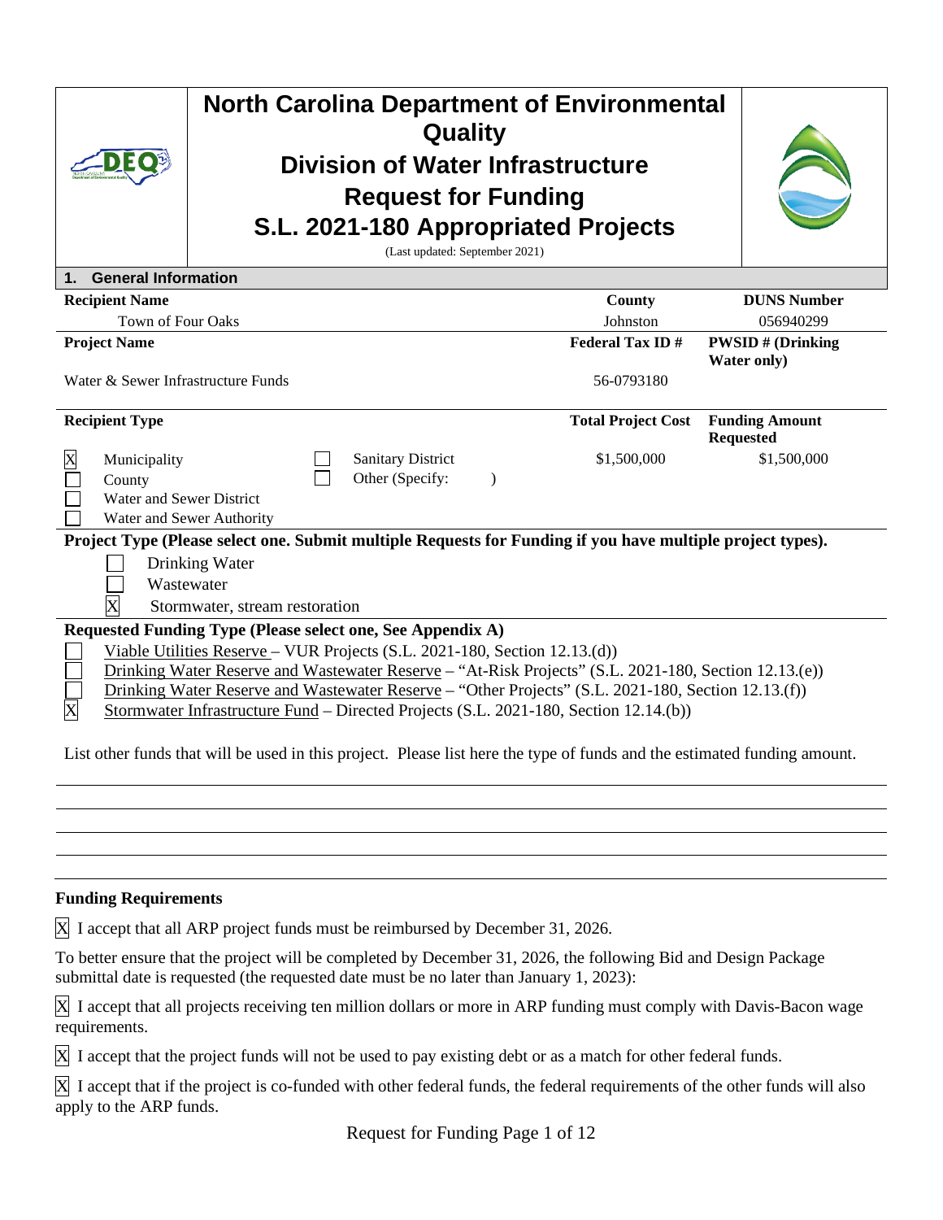# North Carolina Department of Environmental Quality
## Division of Water Infrastructure
## Request for Funding
## S.L. 2021-180 Appropriated Projects

(Last updated: September 2021)

### 1. General Information

| Recipient Name | County | DUNS Number |
|---|---|---|
| Town of Four Oaks | Johnston | 056940299 |

| Project Name | Federal Tax ID # | PWSID # (Drinking Water only) |
|---|---|---|
| Water & Sewer Infrastructure Funds | 56-0793180 | |

| Recipient Type | Total Project Cost | Funding Amount Requested |
|---|---|---|
| [X] Municipality [ ] Sanitary District [ ] County [ ] Other (Specify: ) [ ] Water and Sewer District [ ] Water and Sewer Authority | $1,500,000 | $1,500,000 |

**Project Type (Please select one. Submit multiple Requests for Funding if you have multiple project types).**

- [ ] Drinking Water
- [ ] Wastewater
- [X] Stormwater, stream restoration

**Requested Funding Type (Please select one, See Appendix A)**

- [ ] Viable Utilities Reserve – VUR Projects (S.L. 2021-180, Section 12.13.(d))
- [ ] Drinking Water Reserve and Wastewater Reserve – "At-Risk Projects" (S.L. 2021-180, Section 12.13.(e))
- [ ] Drinking Water Reserve and Wastewater Reserve – "Other Projects" (S.L. 2021-180, Section 12.13.(f))
- [X] Stormwater Infrastructure Fund – Directed Projects (S.L. 2021-180, Section 12.14.(b))

List other funds that will be used in this project. Please list here the type of funds and the estimated funding amount.

**Funding Requirements**

[X] I accept that all ARP project funds must be reimbursed by December 31, 2026.

To better ensure that the project will be completed by December 31, 2026, the following Bid and Design Package submittal date is requested (the requested date must be no later than January 1, 2023):

[X] I accept that all projects receiving ten million dollars or more in ARP funding must comply with Davis-Bacon wage requirements.

[X] I accept that the project funds will not be used to pay existing debt or as a match for other federal funds.

[X] I accept that if the project is co-funded with other federal funds, the federal requirements of the other funds will also apply to the ARP funds.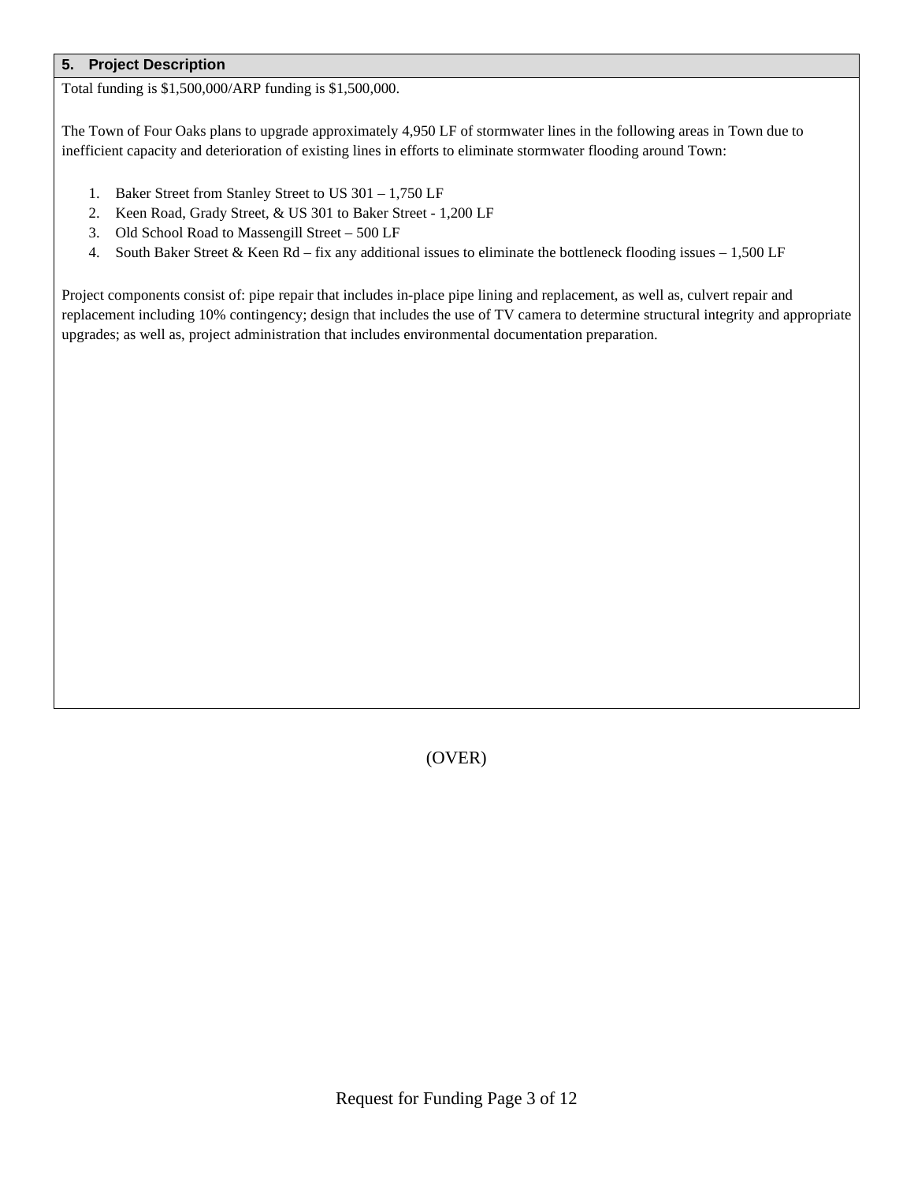## 5. Project Description

Total funding is $1,500,000/ARP funding is $1,500,000.

The Town of Four Oaks plans to upgrade approximately 4,950 LF of stormwater lines in the following areas in Town due to inefficient capacity and deterioration of existing lines in efforts to eliminate stormwater flooding around Town:

1. Baker Street from Stanley Street to US 301 – 1,750 LF
2. Keen Road, Grady Street, & US 301 to Baker Street - 1,200 LF
3. Old School Road to Massengill Street – 500 LF
4. South Baker Street & Keen Rd – fix any additional issues to eliminate the bottleneck flooding issues – 1,500 LF

Project components consist of: pipe repair that includes in-place pipe lining and replacement, as well as, culvert repair and replacement including 10% contingency; design that includes the use of TV camera to determine structural integrity and appropriate upgrades; as well as, project administration that includes environmental documentation preparation.

(OVER)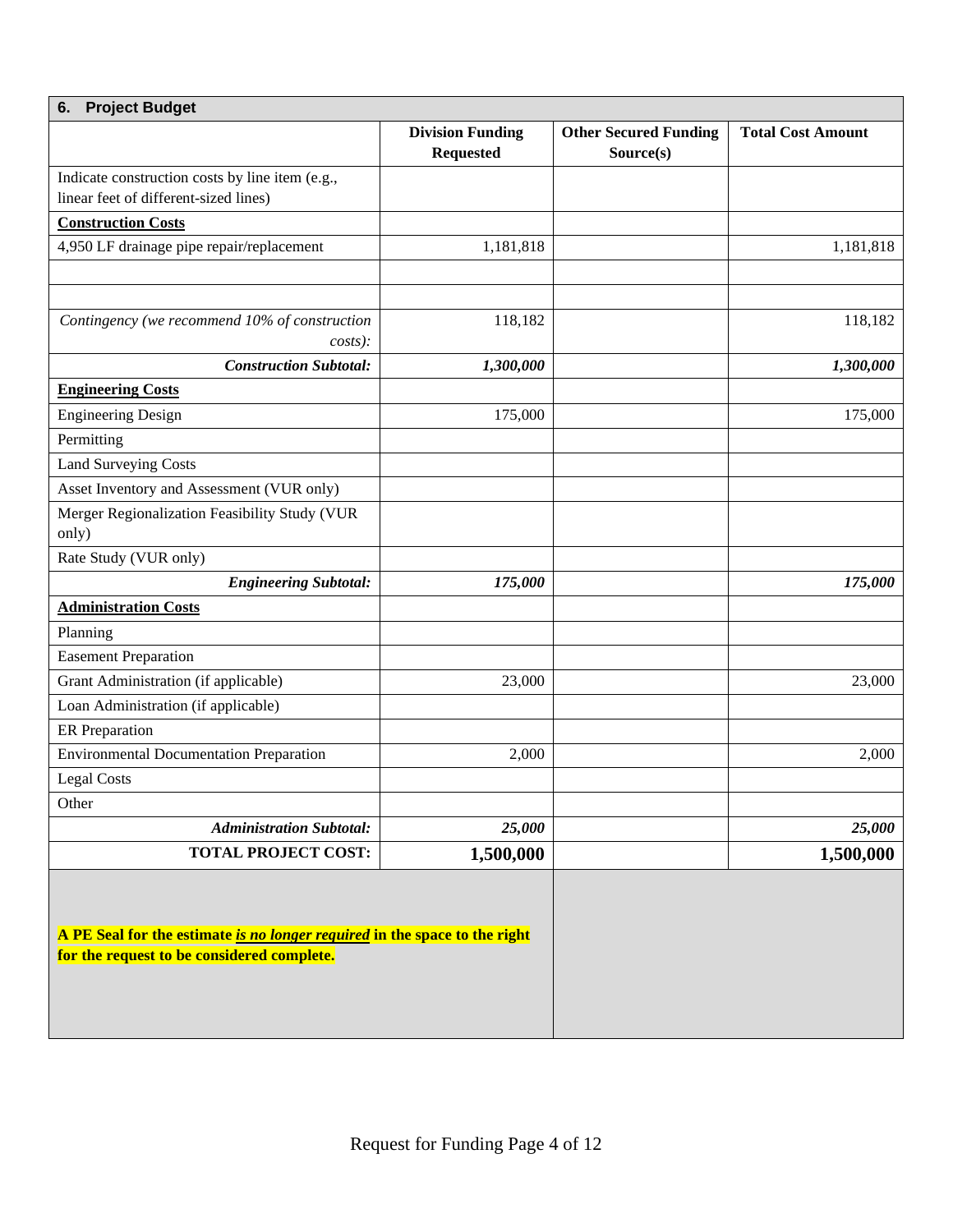## 6. Project Budget

| | Division Funding Requested | Other Secured Funding Source(s) | Total Cost Amount |
|---|---|---|---|
| Indicate construction costs by line item (e.g., linear feet of different-sized lines) | | | |
| **Construction Costs** | | | |
| 4,950 LF drainage pipe repair/replacement | 1,181,818 | | 1,181,818 |
| | | | |
| | | | |
| *Contingency (we recommend 10% of construction costs):* | 118,182 | | 118,182 |
| ***Construction Subtotal:*** | ***1,300,000*** | | ***1,300,000*** |
| **Engineering Costs** | | | |
| Engineering Design | 175,000 | | 175,000 |
| Permitting | | | |
| Land Surveying Costs | | | |
| Asset Inventory and Assessment (VUR only) | | | |
| Merger Regionalization Feasibility Study (VUR only) | | | |
| Rate Study (VUR only) | | | |
| ***Engineering Subtotal:*** | ***175,000*** | | ***175,000*** |
| **Administration Costs** | | | |
| Planning | | | |
| Easement Preparation | | | |
| Grant Administration (if applicable) | 23,000 | | 23,000 |
| Loan Administration (if applicable) | | | |
| ER Preparation | | | |
| Environmental Documentation Preparation | 2,000 | | 2,000 |
| Legal Costs | | | |
| Other | | | |
| ***Administration Subtotal:*** | ***25,000*** | | ***25,000*** |
| **TOTAL PROJECT COST:** | **1,500,000** | | **1,500,000** |

**A PE Seal for the estimate *is no longer required* in the space to the right for the request to be considered complete.**